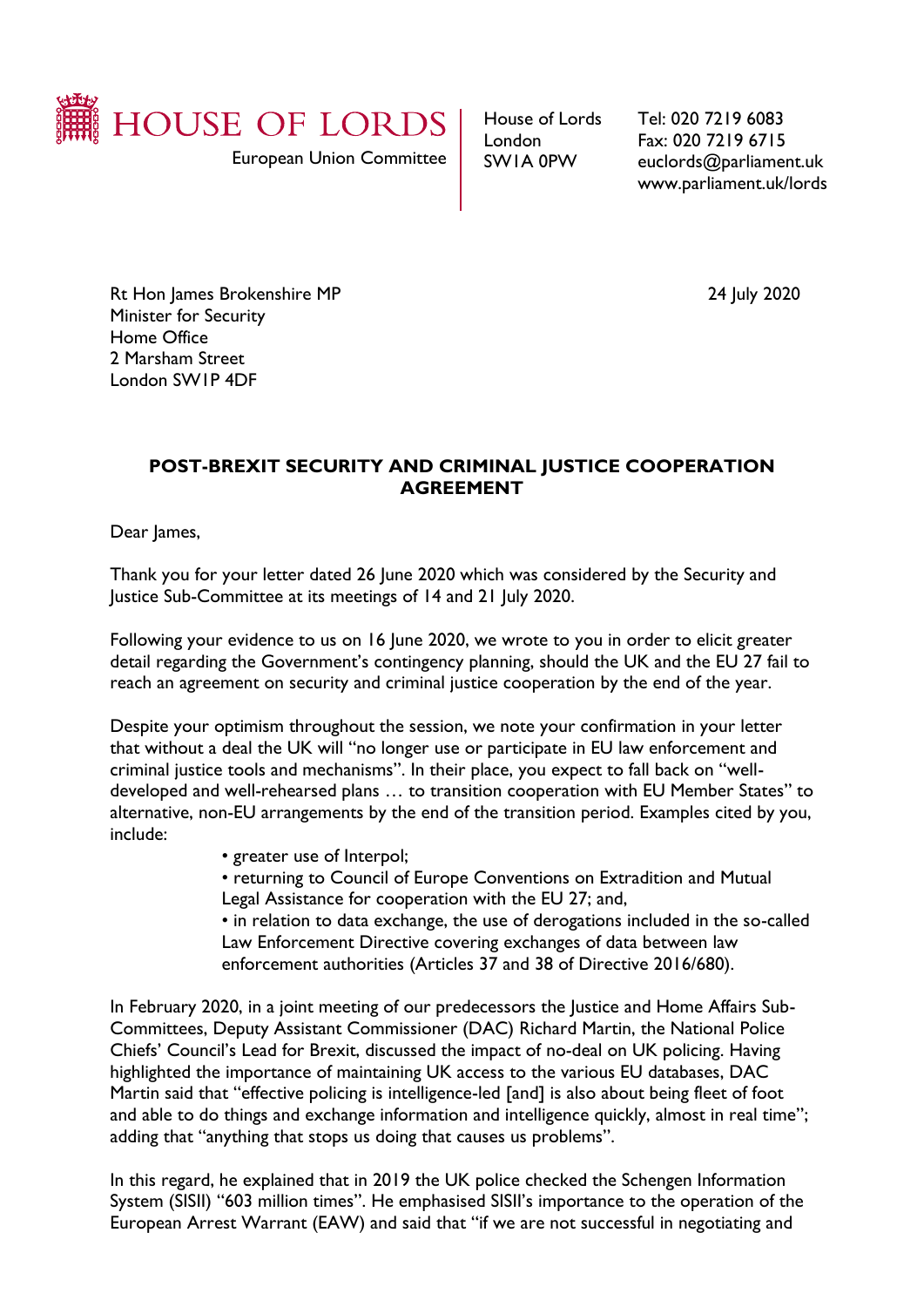HOUSE OF LORDS

European Union Committee

House of Lords
London
SW1A 0PW

Tel: 020 7219 6083
Fax: 020 7219 6715
euclords@parliament.uk
www.parliament.uk/lords

Rt Hon James Brokenshire MP
Minister for Security
Home Office
2 Marsham Street
London SW1P 4DF

24 July 2020

**POST-BREXIT SECURITY AND CRIMINAL JUSTICE COOPERATION AGREEMENT**

Dear James,

Thank you for your letter dated 26 June 2020 which was considered by the Security and Justice Sub-Committee at its meetings of 14 and 21 July 2020.

Following your evidence to us on 16 June 2020, we wrote to you in order to elicit greater detail regarding the Government's contingency planning, should the UK and the EU 27 fail to reach an agreement on security and criminal justice cooperation by the end of the year.

Despite your optimism throughout the session, we note your confirmation in your letter that without a deal the UK will "no longer use or participate in EU law enforcement and criminal justice tools and mechanisms". In their place, you expect to fall back on "well-developed and well-rehearsed plans … to transition cooperation with EU Member States" to alternative, non-EU arrangements by the end of the transition period. Examples cited by you, include:

- greater use of Interpol;
- returning to Council of Europe Conventions on Extradition and Mutual Legal Assistance for cooperation with the EU 27; and,
- in relation to data exchange, the use of derogations included in the so-called Law Enforcement Directive covering exchanges of data between law enforcement authorities (Articles 37 and 38 of Directive 2016/680).

In February 2020, in a joint meeting of our predecessors the Justice and Home Affairs Sub-Committees, Deputy Assistant Commissioner (DAC) Richard Martin, the National Police Chiefs' Council's Lead for Brexit, discussed the impact of no-deal on UK policing. Having highlighted the importance of maintaining UK access to the various EU databases, DAC Martin said that "effective policing is intelligence-led [and] is also about being fleet of foot and able to do things and exchange information and intelligence quickly, almost in real time"; adding that "anything that stops us doing that causes us problems".

In this regard, he explained that in 2019 the UK police checked the Schengen Information System (SISII) "603 million times". He emphasised SISII's importance to the operation of the European Arrest Warrant (EAW) and said that "if we are not successful in negotiating and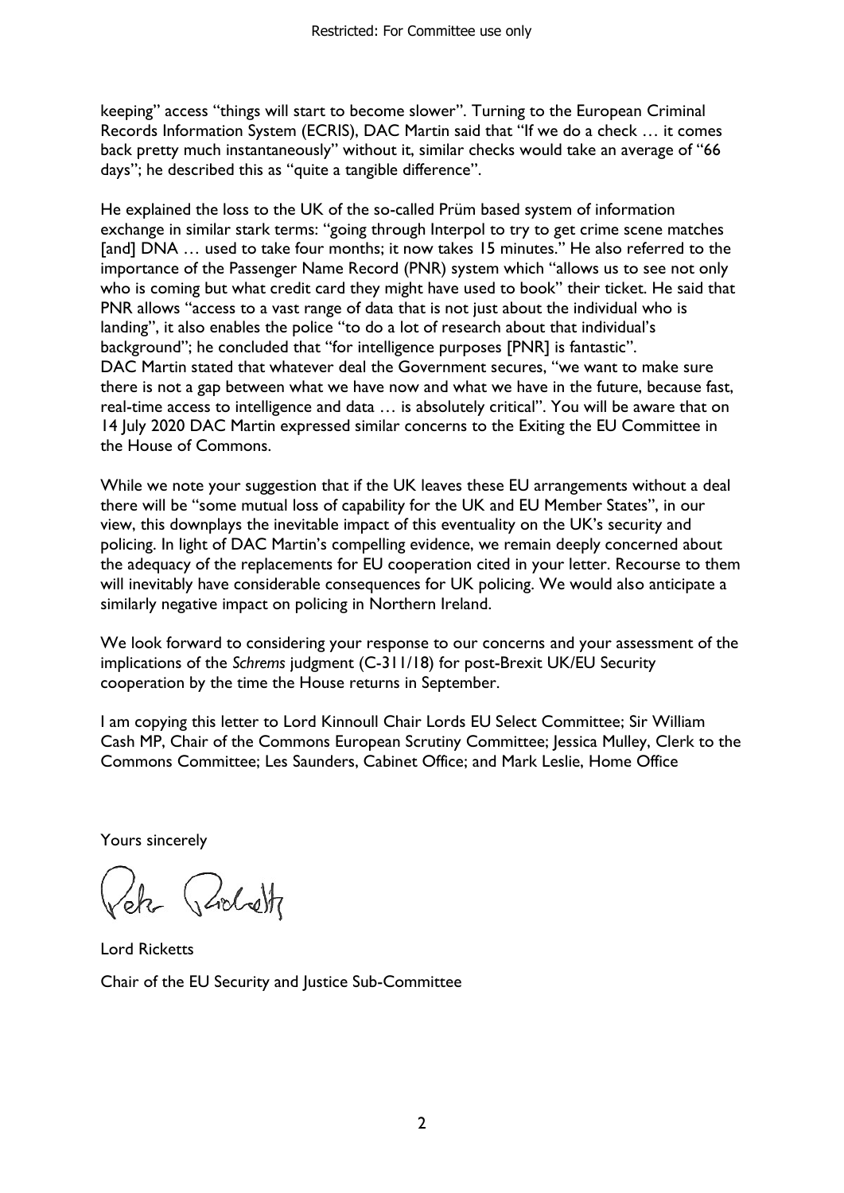keeping" access "things will start to become slower". Turning to the European Criminal Records Information System (ECRIS), DAC Martin said that "If we do a check … it comes back pretty much instantaneously" without it, similar checks would take an average of "66 days"; he described this as "quite a tangible difference".

He explained the loss to the UK of the so-called Prüm based system of information exchange in similar stark terms: "going through Interpol to try to get crime scene matches [and] DNA … used to take four months; it now takes 15 minutes." He also referred to the importance of the Passenger Name Record (PNR) system which "allows us to see not only who is coming but what credit card they might have used to book" their ticket. He said that PNR allows "access to a vast range of data that is not just about the individual who is landing", it also enables the police "to do a lot of research about that individual's background"; he concluded that "for intelligence purposes [PNR] is fantastic". DAC Martin stated that whatever deal the Government secures, "we want to make sure there is not a gap between what we have now and what we have in the future, because fast, real-time access to intelligence and data … is absolutely critical". You will be aware that on 14 July 2020 DAC Martin expressed similar concerns to the Exiting the EU Committee in the House of Commons.

While we note your suggestion that if the UK leaves these EU arrangements without a deal there will be "some mutual loss of capability for the UK and EU Member States", in our view, this downplays the inevitable impact of this eventuality on the UK's security and policing. In light of DAC Martin's compelling evidence, we remain deeply concerned about the adequacy of the replacements for EU cooperation cited in your letter. Recourse to them will inevitably have considerable consequences for UK policing. We would also anticipate a similarly negative impact on policing in Northern Ireland.

We look forward to considering your response to our concerns and your assessment of the implications of the *Schrems* judgment (C-311/18) for post-Brexit UK/EU Security cooperation by the time the House returns in September.

I am copying this letter to Lord Kinnoull Chair Lords EU Select Committee; Sir William Cash MP, Chair of the Commons European Scrutiny Committee; Jessica Mulley, Clerk to the Commons Committee; Les Saunders, Cabinet Office; and Mark Leslie, Home Office

Yours sincerely

Lord Ricketts

Chair of the EU Security and Justice Sub-Committee